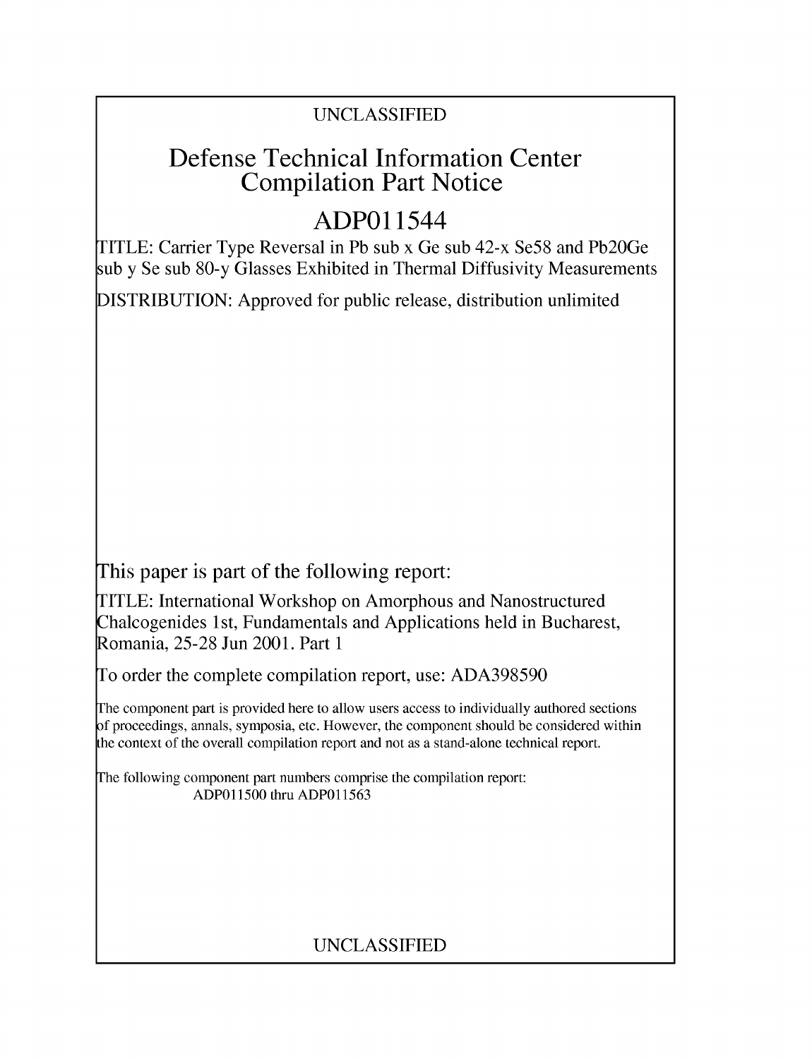UNCLASSIFIED

# Defense Technical Information Center Compilation Part Notice

## ADP011544

TITLE: Carrier Type Reversal in Pb sub x Ge sub 42-x Se58 and Pb20Ge sub y Se sub 80-y Glasses Exhibited in Thermal Diffusivity Measurements

DISTRIBUTION: Approved for public release, distribution unlimited

This paper is part of the following report:

TITLE: International Workshop on Amorphous and Nanostructured Chalcogenides 1st, Fundamentals and Applications held in Bucharest, Romania, 25-28 Jun 2001. Part 1

To order the complete compilation report, use: ADA398590

The component part is provided here to allow users access to individually authored sections of proceedings, annals, symposia, etc. However, the component should be considered within the context of the overall compilation report and not as a stand-alone technical report.

The following component part numbers comprise the compilation report:
ADP011500 thru ADP011563

UNCLASSIFIED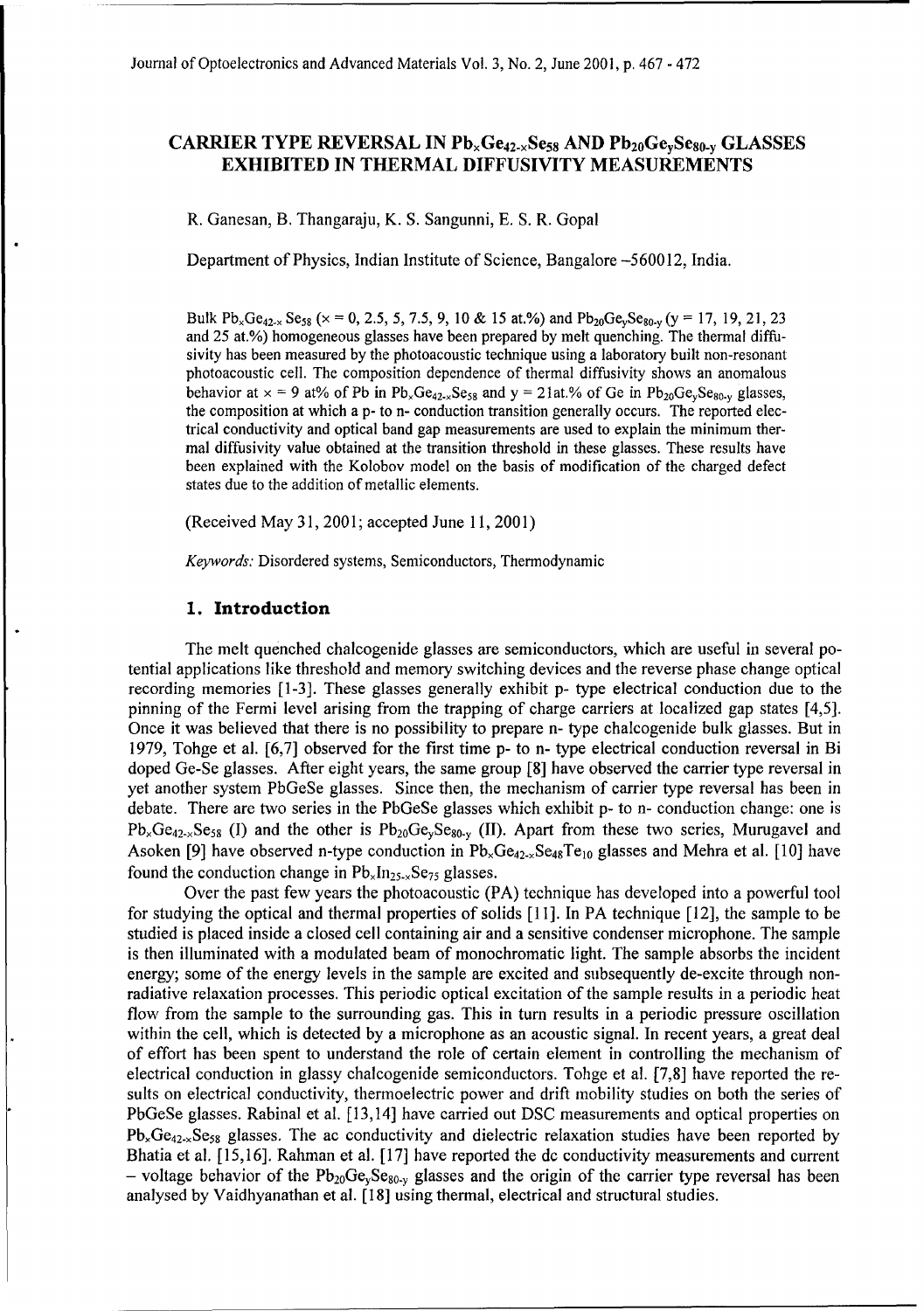# CARRIER TYPE REVERSAL IN $Pb_xGe_{42-x}Se_{58}$ AND $Pb_{20}Ge_ySe_{80-y}$ GLASSES EXHIBITED IN THERMAL DIFFUSIVITY MEASUREMENTS

R. Ganesan, B. Thangaraju, K. S. Sangunni, E. S. R. Gopal

Department of Physics, Indian Institute of Science, Bangalore –560012, India.

Bulk $Pb_xGe_{42-x}Se_{58}$ (x = 0, 2.5, 5, 7.5, 9, 10 & 15 at.%) and $Pb_{20}Ge_ySe_{80-y}$ (y = 17, 19, 21, 23 and 25 at.%) homogeneous glasses have been prepared by melt quenching. The thermal diffusivity has been measured by the photoacoustic technique using a laboratory built non-resonant photoacoustic cell. The composition dependence of thermal diffusivity shows an anomalous behavior at x = 9 at% of Pb in $Pb_xGe_{42-x}Se_{58}$ and y = 21at.% of Ge in $Pb_{20}Ge_ySe_{80-y}$ glasses, the composition at which a p- to n- conduction transition generally occurs. The reported electrical conductivity and optical band gap measurements are used to explain the minimum thermal diffusivity value obtained at the transition threshold in these glasses. These results have been explained with the Kolobov model on the basis of modification of the charged defect states due to the addition of metallic elements.

(Received May 31, 2001; accepted June 11, 2001)

*Keywords:* Disordered systems, Semiconductors, Thermodynamic

## 1. Introduction

The melt quenched chalcogenide glasses are semiconductors, which are useful in several potential applications like threshold and memory switching devices and the reverse phase change optical recording memories [1-3]. These glasses generally exhibit p- type electrical conduction due to the pinning of the Fermi level arising from the trapping of charge carriers at localized gap states [4,5]. Once it was believed that there is no possibility to prepare n- type chalcogenide bulk glasses. But in 1979, Tohge et al. [6,7] observed for the first time p- to n- type electrical conduction reversal in Bi doped Ge-Se glasses. After eight years, the same group [8] have observed the carrier type reversal in yet another system PbGeSe glasses. Since then, the mechanism of carrier type reversal has been in debate. There are two series in the PbGeSe glasses which exhibit p- to n- conduction change: one is $Pb_xGe_{42-x}Se_{58}$ (I) and the other is $Pb_{20}Ge_ySe_{80-y}$ (II). Apart from these two series, Murugavel and Asoken [9] have observed n-type conduction in $Pb_xGe_{42-x}Se_{48}Te_{10}$ glasses and Mehra et al. [10] have found the conduction change in $Pb_xIn_{25-x}Se_{75}$ glasses.

Over the past few years the photoacoustic (PA) technique has developed into a powerful tool for studying the optical and thermal properties of solids [11]. In PA technique [12], the sample to be studied is placed inside a closed cell containing air and a sensitive condenser microphone. The sample is then illuminated with a modulated beam of monochromatic light. The sample absorbs the incident energy; some of the energy levels in the sample are excited and subsequently de-excite through non-radiative relaxation processes. This periodic optical excitation of the sample results in a periodic heat flow from the sample to the surrounding gas. This in turn results in a periodic pressure oscillation within the cell, which is detected by a microphone as an acoustic signal. In recent years, a great deal of effort has been spent to understand the role of certain element in controlling the mechanism of electrical conduction in glassy chalcogenide semiconductors. Tohge et al. [7,8] have reported the results on electrical conductivity, thermoelectric power and drift mobility studies on both the series of PbGeSe glasses. Rabinal et al. [13,14] have carried out DSC measurements and optical properties on $Pb_xGe_{42-x}Se_{58}$ glasses. The ac conductivity and dielectric relaxation studies have been reported by Bhatia et al. [15,16]. Rahman et al. [17] have reported the dc conductivity measurements and current – voltage behavior of the $Pb_{20}Ge_ySe_{80-y}$ glasses and the origin of the carrier type reversal has been analysed by Vaidhyanathan et al. [18] using thermal, electrical and structural studies.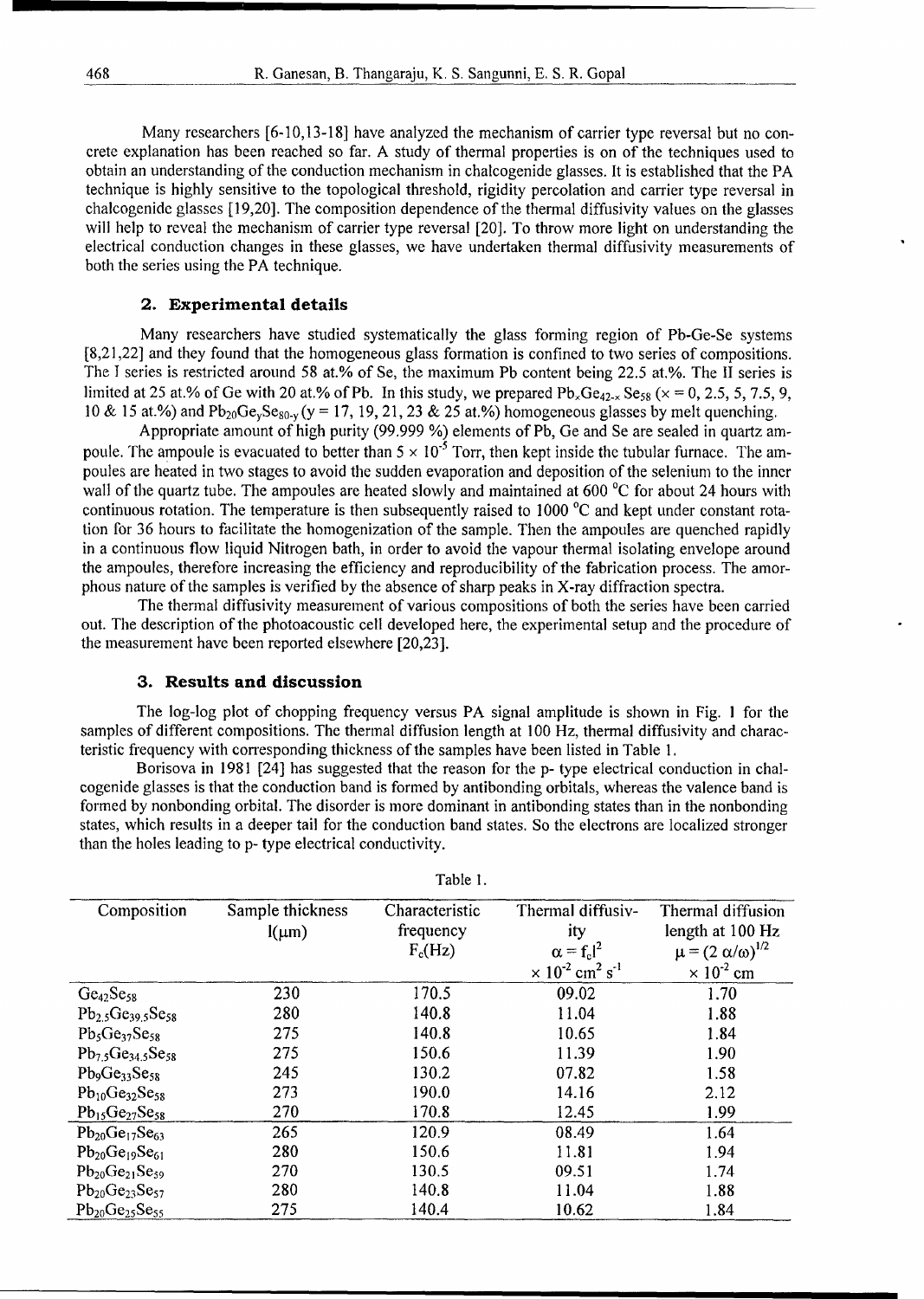Many researchers [6-10,13-18] have analyzed the mechanism of carrier type reversal but no concrete explanation has been reached so far. A study of thermal properties is on of the techniques used to obtain an understanding of the conduction mechanism in chalcogenide glasses. It is established that the PA technique is highly sensitive to the topological threshold, rigidity percolation and carrier type reversal in chalcogenide glasses [19,20]. The composition dependence of the thermal diffusivity values on the glasses will help to reveal the mechanism of carrier type reversal [20]. To throw more light on understanding the electrical conduction changes in these glasses, we have undertaken thermal diffusivity measurements of both the series using the PA technique.

## 2. Experimental details

Many researchers have studied systematically the glass forming region of Pb-Ge-Se systems [8,21,22] and they found that the homogeneous glass formation is confined to two series of compositions. The I series is restricted around 58 at.% of Se, the maximum Pb content being 22.5 at.%. The II series is limited at 25 at.% of Ge with 20 at.% of Pb. In this study, we prepared $Pb_xGe_{42-x}Se_{58}$ (x = 0, 2.5, 5, 7.5, 9, 10 & 15 at.%) and $Pb_{20}Ge_ySe_{80-y}$ (y = 17, 19, 21, 23 & 25 at.%) homogeneous glasses by melt quenching.

Appropriate amount of high purity (99.999 %) elements of Pb, Ge and Se are sealed in quartz ampoule. The ampoule is evacuated to better than $5 \times 10^{-5}$ Torr, then kept inside the tubular furnace. The ampoules are heated in two stages to avoid the sudden evaporation and deposition of the selenium to the inner wall of the quartz tube. The ampoules are heated slowly and maintained at 600 °C for about 24 hours with continuous rotation. The temperature is then subsequently raised to 1000 °C and kept under constant rotation for 36 hours to facilitate the homogenization of the sample. Then the ampoules are quenched rapidly in a continuous flow liquid Nitrogen bath, in order to avoid the vapour thermal isolating envelope around the ampoules, therefore increasing the efficiency and reproducibility of the fabrication process. The amorphous nature of the samples is verified by the absence of sharp peaks in X-ray diffraction spectra.

The thermal diffusivity measurement of various compositions of both the series have been carried out. The description of the photoacoustic cell developed here, the experimental setup and the procedure of the measurement have been reported elsewhere [20,23].

## 3. Results and discussion

The log-log plot of chopping frequency versus PA signal amplitude is shown in Fig. 1 for the samples of different compositions. The thermal diffusion length at 100 Hz, thermal diffusivity and characteristic frequency with corresponding thickness of the samples have been listed in Table 1.

Borisova in 1981 [24] has suggested that the reason for the p- type electrical conduction in chalcogenide glasses is that the conduction band is formed by antibonding orbitals, whereas the valence band is formed by nonbonding orbital. The disorder is more dominant in antibonding states than in the nonbonding states, which results in a deeper tail for the conduction band states. So the electrons are localized stronger than the holes leading to p- type electrical conductivity.

Table 1.

| Composition | Sample thickness $l(\mu m)$ | Characteristic frequency $F_c$(Hz) | Thermal diffusivity $\alpha = f_c l^2$ $\times 10^{-2}$ cm$^2$ s$^{-1}$ | Thermal diffusion length at 100 Hz $\mu = (2\alpha/\omega)^{1/2}$ $\times 10^{-2}$ cm |
|---|---|---|---|---|
| $Ge_{42}Se_{58}$ | 230 | 170.5 | 09.02 | 1.70 |
| $Pb_{2.5}Ge_{39.5}Se_{58}$ | 280 | 140.8 | 11.04 | 1.88 |
| $Pb_5Ge_{37}Se_{58}$ | 275 | 140.8 | 10.65 | 1.84 |
| $Pb_{7.5}Ge_{34.5}Se_{58}$ | 275 | 150.6 | 11.39 | 1.90 |
| $Pb_9Ge_{33}Se_{58}$ | 245 | 130.2 | 07.82 | 1.58 |
| $Pb_{10}Ge_{32}Se_{58}$ | 273 | 190.0 | 14.16 | 2.12 |
| $Pb_{15}Ge_{27}Se_{58}$ | 270 | 170.8 | 12.45 | 1.99 |
| $Pb_{20}Ge_{17}Se_{63}$ | 265 | 120.9 | 08.49 | 1.64 |
| $Pb_{20}Ge_{19}Se_{61}$ | 280 | 150.6 | 11.81 | 1.94 |
| $Pb_{20}Ge_{21}Se_{59}$ | 270 | 130.5 | 09.51 | 1.74 |
| $Pb_{20}Ge_{23}Se_{57}$ | 280 | 140.8 | 11.04 | 1.88 |
| $Pb_{20}Ge_{25}Se_{55}$ | 275 | 140.4 | 10.62 | 1.84 |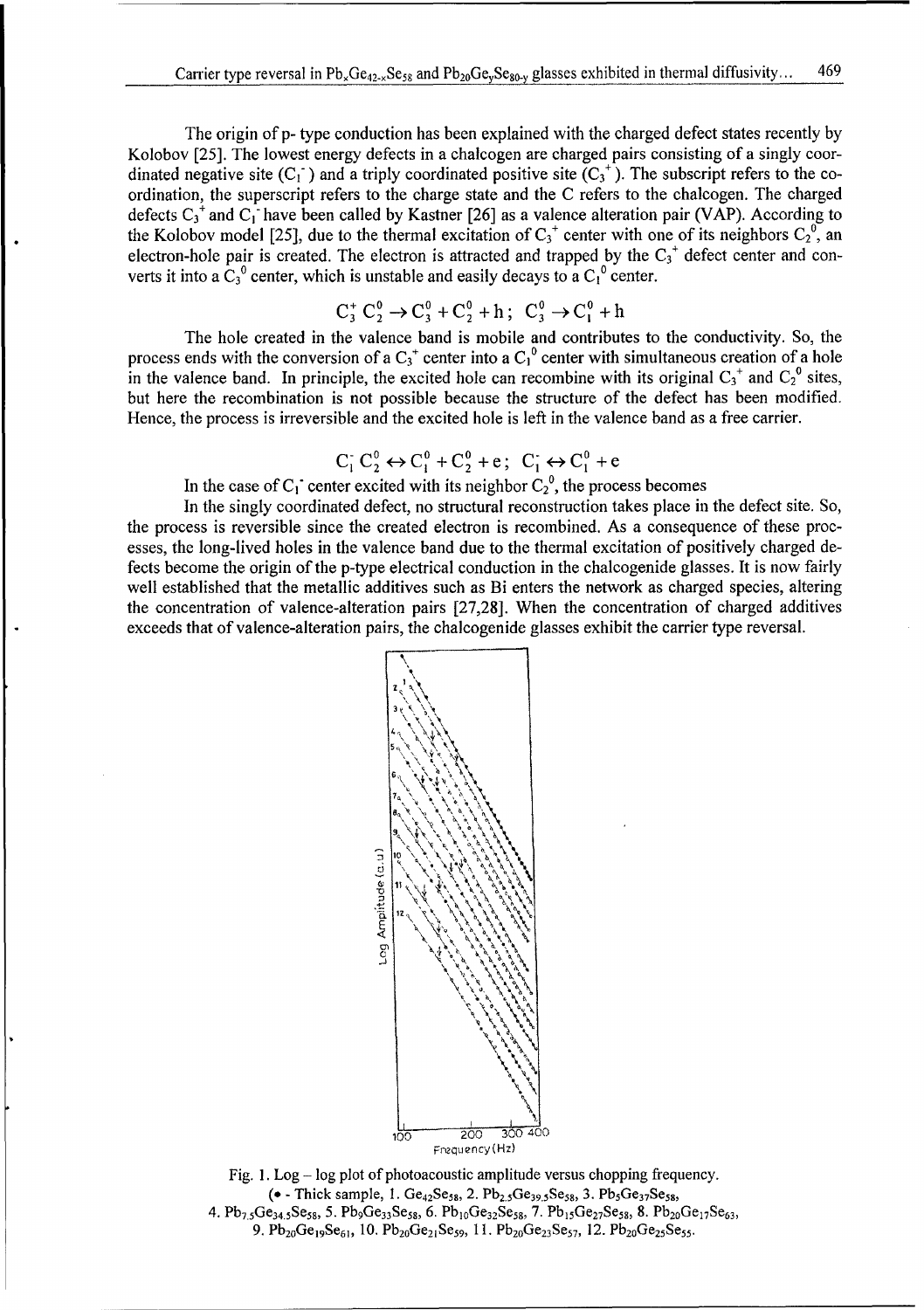The origin of p- type conduction has been explained with the charged defect states recently by Kolobov [25]. The lowest energy defects in a chalcogen are charged pairs consisting of a singly coordinated negative site ($C_1^-$) and a triply coordinated positive site ($C_3^+$). The subscript refers to the co-ordination, the superscript refers to the charge state and the C refers to the chalcogen. The charged defects $C_3^+$ and $C_1^-$ have been called by Kastner [26] as a valence alteration pair (VAP). According to the Kolobov model [25], due to the thermal excitation of $C_3^+$ center with one of its neighbors $C_2^0$, an electron-hole pair is created. The electron is attracted and trapped by the $C_3^+$ defect center and converts it into a $C_3^0$ center, which is unstable and easily decays to a $C_1^0$ center.

$$C_3^+ \, C_2^0 \rightarrow C_3^0 + C_2^0 + h \, ; \;\; C_3^0 \rightarrow C_1^0 + h$$

The hole created in the valence band is mobile and contributes to the conductivity. So, the process ends with the conversion of a $C_3^+$ center into a $C_1^0$ center with simultaneous creation of a hole in the valence band. In principle, the excited hole can recombine with its original $C_3^+$ and $C_2^0$ sites, but here the recombination is not possible because the structure of the defect has been modified. Hence, the process is irreversible and the excited hole is left in the valence band as a free carrier.

$$C_1^- \, C_2^0 \leftrightarrow C_1^0 + C_2^0 + e \, ; \;\; C_1^- \leftrightarrow C_1^0 + e$$

In the case of $C_1^-$ center excited with its neighbor $C_2^0$, the process becomes

In the singly coordinated defect, no structural reconstruction takes place in the defect site. So, the process is reversible since the created electron is recombined. As a consequence of these processes, the long-lived holes in the valence band due to the thermal excitation of positively charged defects become the origin of the p-type electrical conduction in the chalcogenide glasses. It is now fairly well established that the metallic additives such as Bi enters the network as charged species, altering the concentration of valence-alteration pairs [27,28]. When the concentration of charged additives exceeds that of valence-alteration pairs, the chalcogenide glasses exhibit the carrier type reversal.

Fig. 1. Log – log plot of photoacoustic amplitude versus chopping frequency.
(• - Thick sample, 1. $Ge_{42}Se_{58}$, 2. $Pb_{2.5}Ge_{39.5}Se_{58}$, 3. $Pb_5Ge_{37}Se_{58}$, 4. $Pb_{7.5}Ge_{34.5}Se_{58}$, 5. $Pb_9Ge_{33}Se_{58}$, 6. $Pb_{10}Ge_{32}Se_{58}$, 7. $Pb_{15}Ge_{27}Se_{58}$, 8. $Pb_{20}Ge_{17}Se_{63}$, 9. $Pb_{20}Ge_{19}Se_{61}$, 10. $Pb_{20}Ge_{21}Se_{59}$, 11. $Pb_{20}Ge_{23}Se_{57}$, 12. $Pb_{20}Ge_{25}Se_{55}$.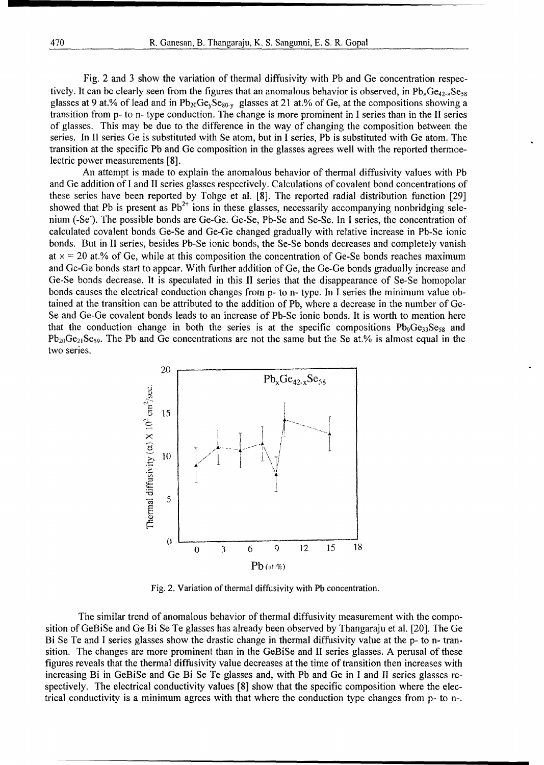Fig. 2 and 3 show the variation of thermal diffusivity with Pb and Ge concentration respectively. It can be clearly seen from the figures that an anomalous behavior is observed, in $Pb_xGe_{42-x}Se_{58}$ glasses at 9 at.% of lead and in $Pb_{20}Ge_ySe_{80-y}$ glasses at 21 at.% of Ge, at the compositions showing a transition from p- to n- type conduction. The change is more prominent in I series than in the II series of glasses. This may be due to the difference in the way of changing the composition between the series. In II series Ge is substituted with Se atom, but in I series, Pb is substituted with Ge atom. The transition at the specific Pb and Ge composition in the glasses agrees well with the reported thermoelectric power measurements [8].

An attempt is made to explain the anomalous behavior of thermal diffusivity values with Pb and Ge addition of I and II series glasses respectively. Calculations of covalent bond concentrations of these series have been reported by Tohge et al. [8]. The reported radial distribution function [29] showed that Pb is present as $Pb^{2+}$ ions in these glasses, necessarily accompanying nonbridging selenium ($-Se^-$). The possible bonds are Ge-Ge. Ge-Se, Pb-Se and Se-Se. In I series, the concentration of calculated covalent bonds Ge-Se and Ge-Ge changed gradually with relative increase in Pb-Se ionic bonds. But in II series, besides Pb-Se ionic bonds, the Se-Se bonds decreases and completely vanish at x = 20 at.% of Ge, while at this composition the concentration of Ge-Se bonds reaches maximum and Ge-Ge bonds start to appear. With further addition of Ge, the Ge-Ge bonds gradually increase and Ge-Se bonds decrease. It is speculated in this II series that the disappearance of Se-Se homopolar bonds causes the electrical conduction changes from p- to n- type. In I series the minimum value obtained at the transition can be attributed to the addition of Pb, where a decrease in the number of Ge-Se and Ge-Ge covalent bonds leads to an increase of Pb-Se ionic bonds. It is worth to mention here that the conduction change in both the series is at the specific compositions $Pb_9Ge_{33}Se_{58}$ and $Pb_{20}Ge_{21}Se_{59}$. The Pb and Ge concentrations are not the same but the Se at.% is almost equal in the two series.

Fig. 2. Variation of thermal diffusivity with Pb concentration.

The similar trend of anomalous behavior of thermal diffusivity measurement with the composition of GeBiSe and Ge Bi Se Te glasses has already been observed by Thangaraju et al. [20]. The Ge Bi Se Te and I series glasses show the drastic change in thermal diffusivity value at the p- to n- transition. The changes are more prominent than in the GeBiSe and II series glasses. A perusal of these figures reveals that the thermal diffusivity value decreases at the time of transition then increases with increasing Bi in GeBiSe and Ge Bi Se Te glasses and, with Pb and Ge in I and II series glasses respectively. The electrical conductivity values [8] show that the specific composition where the electrical conductivity is a minimum agrees with that where the conduction type changes from p- to n-.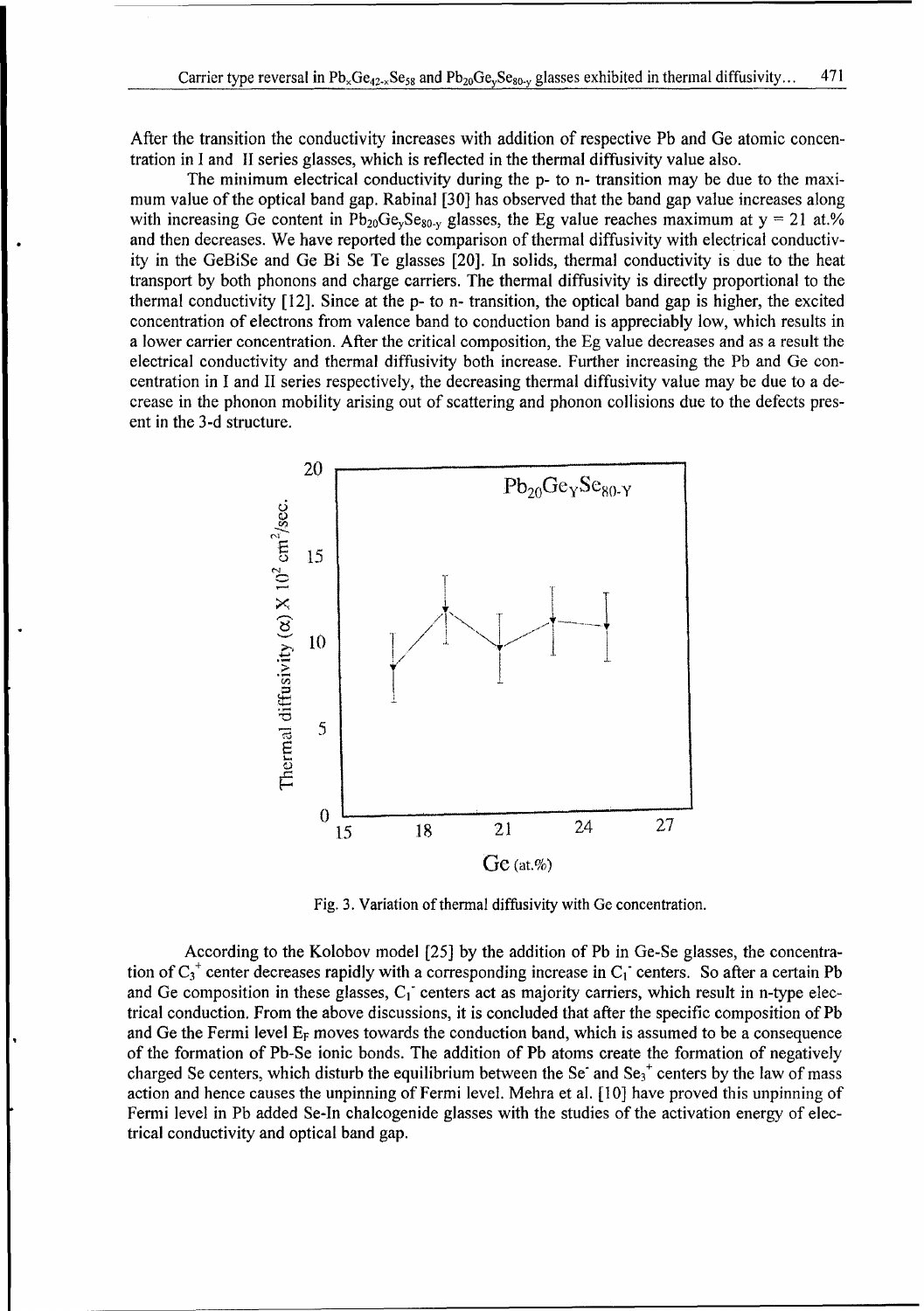After the transition the conductivity increases with addition of respective Pb and Ge atomic concentration in I and II series glasses, which is reflected in the thermal diffusivity value also.

The minimum electrical conductivity during the p- to n- transition may be due to the maximum value of the optical band gap. Rabinal [30] has observed that the band gap value increases along with increasing Ge content in $Pb_{20}Ge_ySe_{80-y}$ glasses, the Eg value reaches maximum at y = 21 at.% and then decreases. We have reported the comparison of thermal diffusivity with electrical conductivity in the GeBiSe and Ge Bi Se Te glasses [20]. In solids, thermal conductivity is due to the heat transport by both phonons and charge carriers. The thermal diffusivity is directly proportional to the thermal conductivity [12]. Since at the p- to n- transition, the optical band gap is higher, the excited concentration of electrons from valence band to conduction band is appreciably low, which results in a lower carrier concentration. After the critical composition, the Eg value decreases and as a result the electrical conductivity and thermal diffusivity both increase. Further increasing the Pb and Ge concentration in I and II series respectively, the decreasing thermal diffusivity value may be due to a decrease in the phonon mobility arising out of scattering and phonon collisions due to the defects present in the 3-d structure.

Fig. 3. Variation of thermal diffusivity with Ge concentration.

According to the Kolobov model [25] by the addition of Pb in Ge-Se glasses, the concentration of $C_3^+$ center decreases rapidly with a corresponding increase in $C_1^-$ centers. So after a certain Pb and Ge composition in these glasses, $C_1^-$ centers act as majority carriers, which result in n-type electrical conduction. From the above discussions, it is concluded that after the specific composition of Pb and Ge the Fermi level $E_F$ moves towards the conduction band, which is assumed to be a consequence of the formation of Pb-Se ionic bonds. The addition of Pb atoms create the formation of negatively charged Se centers, which disturb the equilibrium between the $Se^-$ and $Se_3^+$ centers by the law of mass action and hence causes the unpinning of Fermi level. Mehra et al. [10] have proved this unpinning of Fermi level in Pb added Se-In chalcogenide glasses with the studies of the activation energy of electrical conductivity and optical band gap.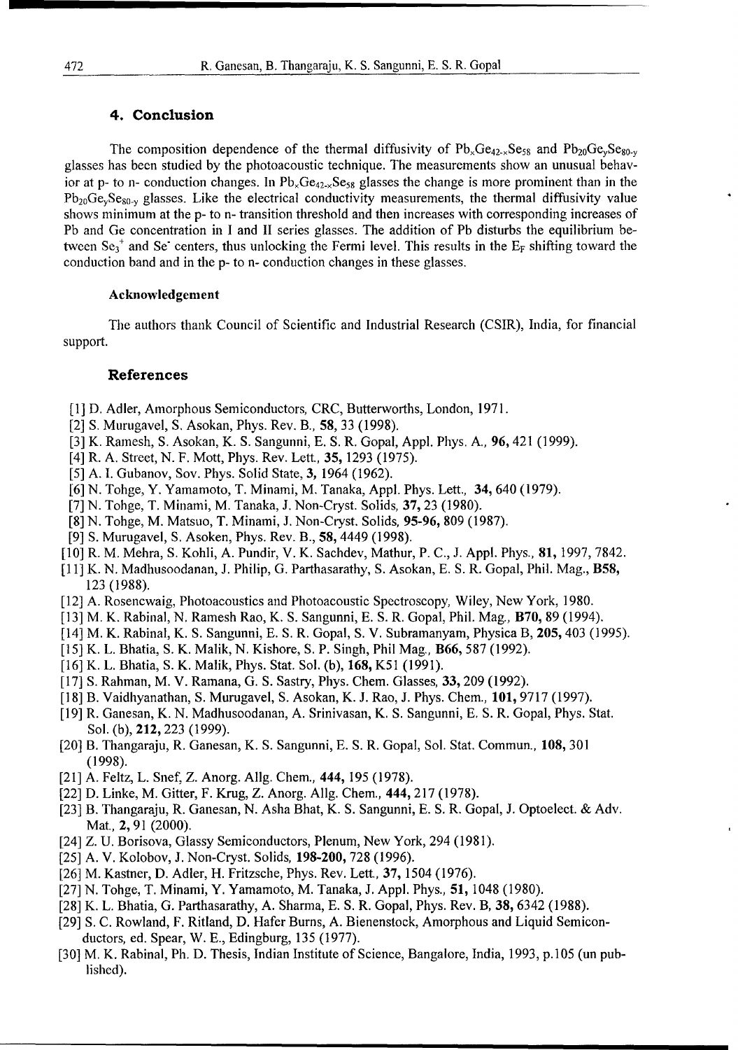## 4. Conclusion

The composition dependence of the thermal diffusivity of $Pb_xGe_{42-x}Se_{58}$ and $Pb_{20}Ge_ySe_{80-y}$ glasses has been studied by the photoacoustic technique. The measurements show an unusual behavior at p- to n- conduction changes. In $Pb_xGe_{42-x}Se_{58}$ glasses the change is more prominent than in the $Pb_{20}Ge_ySe_{80-y}$ glasses. Like the electrical conductivity measurements, the thermal diffusivity value shows minimum at the p- to n- transition threshold and then increases with corresponding increases of Pb and Ge concentration in I and II series glasses. The addition of Pb disturbs the equilibrium between $Se_3^+$ and $Se^-$ centers, thus unlocking the Fermi level. This results in the $E_F$ shifting toward the conduction band and in the p- to n- conduction changes in these glasses.

### Acknowledgement

The authors thank Council of Scientific and Industrial Research (CSIR), India, for financial support.

## References

[1] D. Adler, Amorphous Semiconductors, CRC, Butterworths, London, 1971.
[2] S. Murugavel, S. Asokan, Phys. Rev. B., **58**, 33 (1998).
[3] K. Ramesh, S. Asokan, K. S. Sangunni, E. S. R. Gopal, Appl. Phys. A., **96**, 421 (1999).
[4] R. A. Street, N. F. Mott, Phys. Rev. Lett., **35**, 1293 (1975).
[5] A. I. Gubanov, Sov. Phys. Solid State, **3**, 1964 (1962).
[6] N. Tohge, Y. Yamamoto, T. Minami, M. Tanaka, Appl. Phys. Lett., **34**, 640 (1979).
[7] N. Tohge, T. Minami, M. Tanaka, J. Non-Cryst. Solids, **37**, 23 (1980).
[8] N. Tohge, M. Matsuo, T. Minami, J. Non-Cryst. Solids, **95-96**, 809 (1987).
[9] S. Murugavel, S. Asoken, Phys. Rev. B., **58**, 4449 (1998).
[10] R. M. Mehra, S. Kohli, A. Pundir, V. K. Sachdev, Mathur, P. C., J. Appl. Phys., **81**, 1997, 7842.
[11] K. N. Madhusoodanan, J. Philip, G. Parthasarathy, S. Asokan, E. S. R. Gopal, Phil. Mag., **B58**, 123 (1988).
[12] A. Rosencwaig, Photoacoustics and Photoacoustic Spectroscopy, Wiley, New York, 1980.
[13] M. K. Rabinal, N. Ramesh Rao, K. S. Sangunni, E. S. R. Gopal, Phil. Mag., **B70**, 89 (1994).
[14] M. K. Rabinal, K. S. Sangunni, E. S. R. Gopal, S. V. Subramanyam, Physica B, **205**, 403 (1995).
[15] K. L. Bhatia, S. K. Malik, N. Kishore, S. P. Singh, Phil Mag., **B66**, 587 (1992).
[16] K. L. Bhatia, S. K. Malik, Phys. Stat. Sol. (b), **168**, K51 (1991).
[17] S. Rahman, M. V. Ramana, G. S. Sastry, Phys. Chem. Glasses, **33**, 209 (1992).
[18] B. Vaidhyanathan, S. Murugavel, S. Asokan, K. J. Rao, J. Phys. Chem., **101**, 9717 (1997).
[19] R. Ganesan, K. N. Madhusoodanan, A. Srinivasan, K. S. Sangunni, E. S. R. Gopal, Phys. Stat. Sol. (b), **212**, 223 (1999).
[20] B. Thangaraju, R. Ganesan, K. S. Sangunni, E. S. R. Gopal, Sol. Stat. Commun., **108**, 301 (1998).
[21] A. Feltz, L. Snef, Z. Anorg. Allg. Chem., **444**, 195 (1978).
[22] D. Linke, M. Gitter, F. Krug, Z. Anorg. Allg. Chem., **444**, 217 (1978).
[23] B. Thangaraju, R. Ganesan, N. Asha Bhat, K. S. Sangunni, E. S. R. Gopal, J. Optoelect. & Adv. Mat., **2**, 91 (2000).
[24] Z. U. Borisova, Glassy Semiconductors, Plenum, New York, 294 (1981).
[25] A. V. Kolobov, J. Non-Cryst. Solids, **198-200**, 728 (1996).
[26] M. Kastner, D. Adler, H. Fritzsche, Phys. Rev. Lett., **37**, 1504 (1976).
[27] N. Tohge, T. Minami, Y. Yamamoto, M. Tanaka, J. Appl. Phys., **51**, 1048 (1980).
[28] K. L. Bhatia, G. Parthasarathy, A. Sharma, E. S. R. Gopal, Phys. Rev. B, **38**, 6342 (1988).
[29] S. C. Rowland, F. Ritland, D. Hafer Burns, A. Bienenstock, Amorphous and Liquid Semiconductors, ed. Spear, W. E., Edingburg, 135 (1977).
[30] M. K. Rabinal, Ph. D. Thesis, Indian Institute of Science, Bangalore, India, 1993, p.105 (un published).